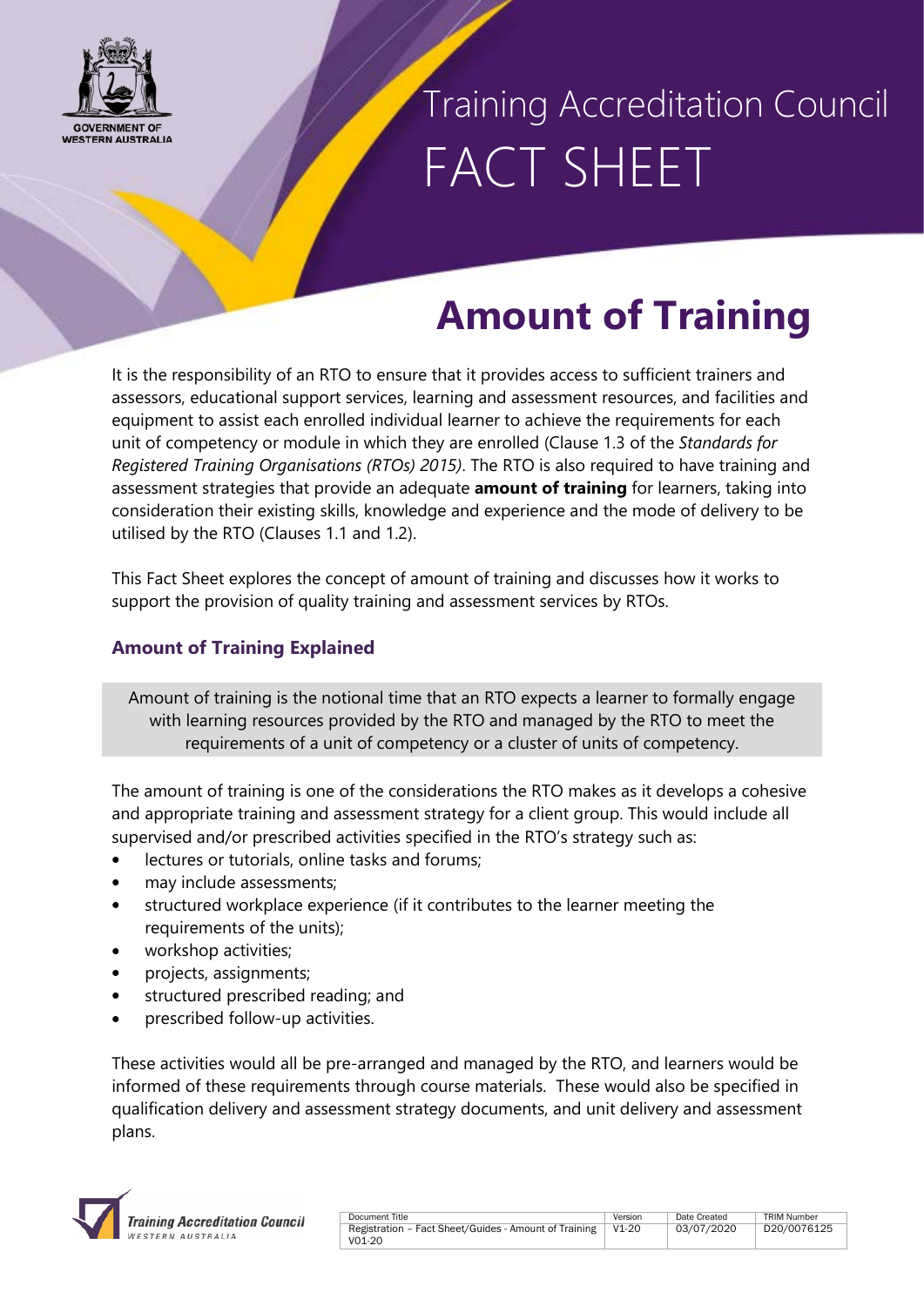# Training Accreditation Council FACT SHEET

# Amount of Training

It is the responsibility of an RTO to ensure that it provides access to sufficient trainers and assessors, educational support services, learning and assessment resources, and facilities and equipment to assist each enrolled individual learner to achieve the requirements for each unit of competency or module in which they are enrolled (Clause 1.3 of the *Standards for Registered Training Organisations (RTOs) 2015)*. The RTO is also required to have training and assessment strategies that provide an adequate **amount of training** for learners, taking into consideration their existing skills, knowledge and experience and the mode of delivery to be utilised by the RTO (Clauses 1.1 and 1.2).

This Fact Sheet explores the concept of amount of training and discusses how it works to support the provision of quality training and assessment services by RTOs.

### Amount of Training Explained

> Amount of training is the notional time that an RTO expects a learner to formally engage with learning resources provided by the RTO and managed by the RTO to meet the requirements of a unit of competency or a cluster of units of competency.

The amount of training is one of the considerations the RTO makes as it develops a cohesive and appropriate training and assessment strategy for a client group. This would include all supervised and/or prescribed activities specified in the RTO's strategy such as:

- lectures or tutorials, online tasks and forums;
- may include assessments;
- structured workplace experience (if it contributes to the learner meeting the requirements of the units);
- workshop activities;
- projects, assignments;
- structured prescribed reading; and
- prescribed follow-up activities.

These activities would all be pre-arranged and managed by the RTO, and learners would be informed of these requirements through course materials. These would also be specified in qualification delivery and assessment strategy documents, and unit delivery and assessment plans.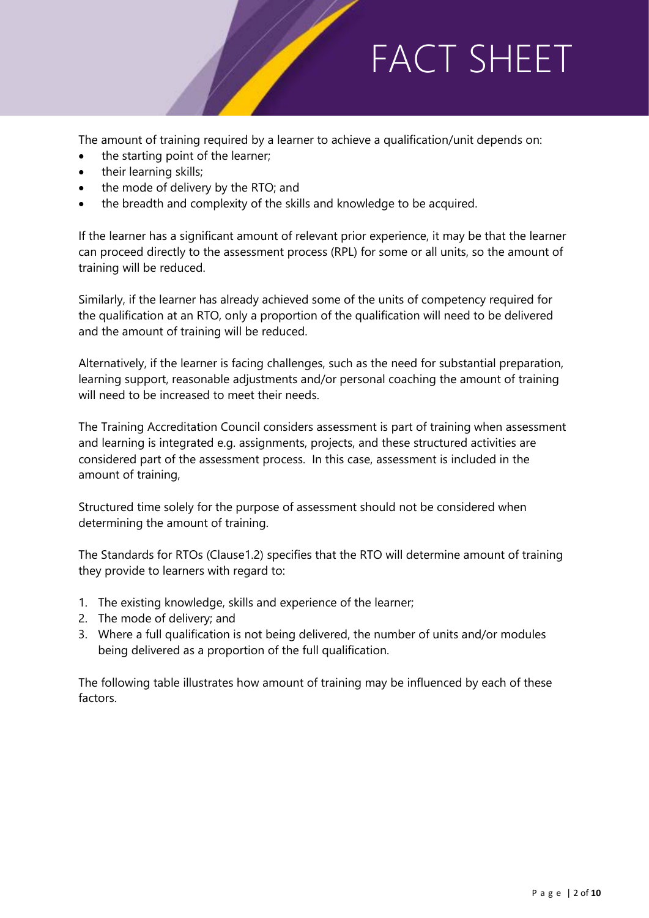The amount of training required by a learner to achieve a qualification/unit depends on:

- the starting point of the learner;
- their learning skills;
- the mode of delivery by the RTO; and
- the breadth and complexity of the skills and knowledge to be acquired.

If the learner has a significant amount of relevant prior experience, it may be that the learner can proceed directly to the assessment process (RPL) for some or all units, so the amount of training will be reduced.

Similarly, if the learner has already achieved some of the units of competency required for the qualification at an RTO, only a proportion of the qualification will need to be delivered and the amount of training will be reduced.

Alternatively, if the learner is facing challenges, such as the need for substantial preparation, learning support, reasonable adjustments and/or personal coaching the amount of training will need to be increased to meet their needs.

The Training Accreditation Council considers assessment is part of training when assessment and learning is integrated e.g. assignments, projects, and these structured activities are considered part of the assessment process. In this case, assessment is included in the amount of training,

Structured time solely for the purpose of assessment should not be considered when determining the amount of training.

The Standards for RTOs (Clause1.2) specifies that the RTO will determine amount of training they provide to learners with regard to:

1. The existing knowledge, skills and experience of the learner;
2. The mode of delivery; and
3. Where a full qualification is not being delivered, the number of units and/or modules being delivered as a proportion of the full qualification.

The following table illustrates how amount of training may be influenced by each of these factors.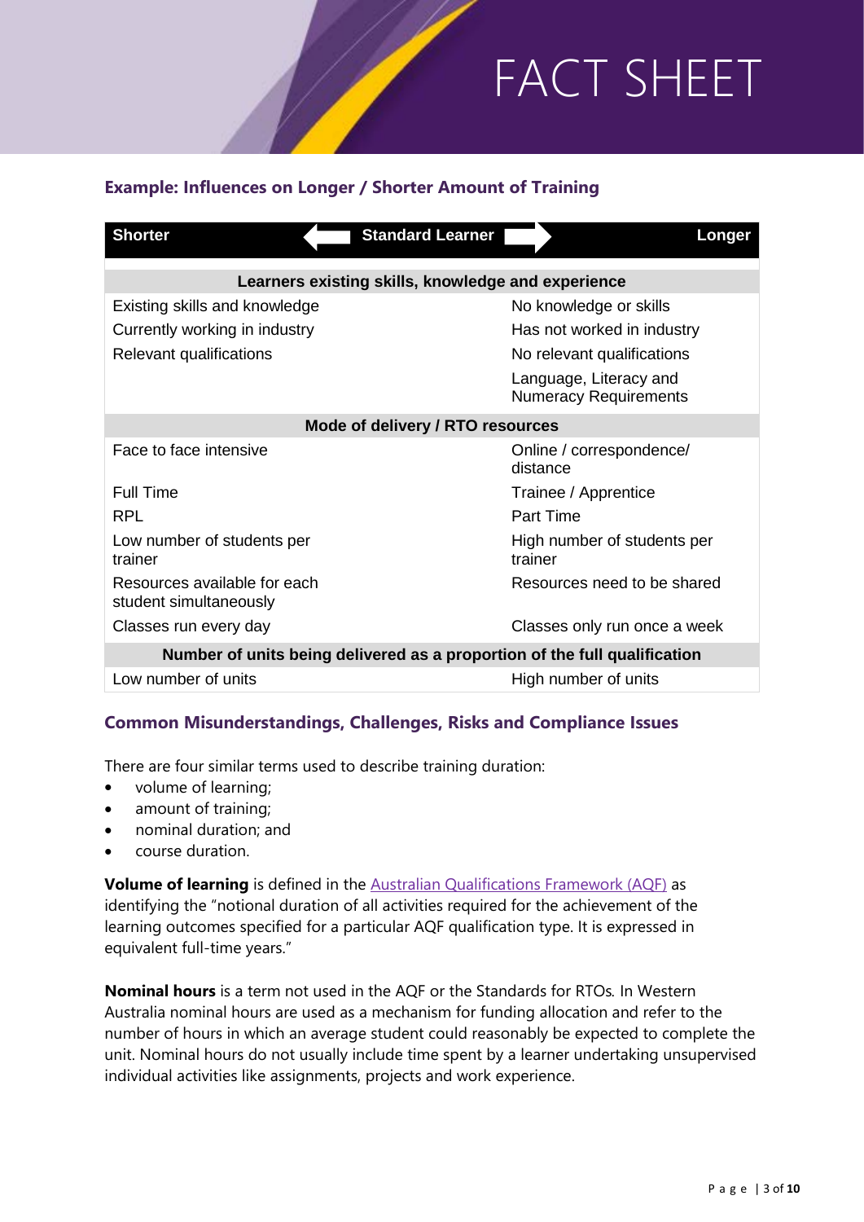## Example: Influences on Longer / Shorter Amount of Training

| Shorter | Standard Learner | Longer |
| --- | --- | --- |
| **Learners existing skills, knowledge and experience** | | |
| Existing skills and knowledge | | No knowledge or skills |
| Currently working in industry | | Has not worked in industry |
| Relevant qualifications | | No relevant qualifications |
| | | Language, Literacy and Numeracy Requirements |
| **Mode of delivery / RTO resources** | | |
| Face to face intensive | | Online / correspondence/ distance |
| Full Time | | Trainee / Apprentice |
| RPL | | Part Time |
| Low number of students per trainer | | High number of students per trainer |
| Resources available for each student simultaneously | | Resources need to be shared |
| Classes run every day | | Classes only run once a week |
| **Number of units being delivered as a proportion of the full qualification** | | |
| Low number of units | | High number of units |

## Common Misunderstandings, Challenges, Risks and Compliance Issues

There are four similar terms used to describe training duration:

- volume of learning;
- amount of training;
- nominal duration; and
- course duration.

**Volume of learning** is defined in the Australian Qualifications Framework (AQF) as identifying the "notional duration of all activities required for the achievement of the learning outcomes specified for a particular AQF qualification type. It is expressed in equivalent full-time years."

**Nominal hours** is a term not used in the AQF or the Standards for RTOs. In Western Australia nominal hours are used as a mechanism for funding allocation and refer to the number of hours in which an average student could reasonably be expected to complete the unit. Nominal hours do not usually include time spent by a learner undertaking unsupervised individual activities like assignments, projects and work experience.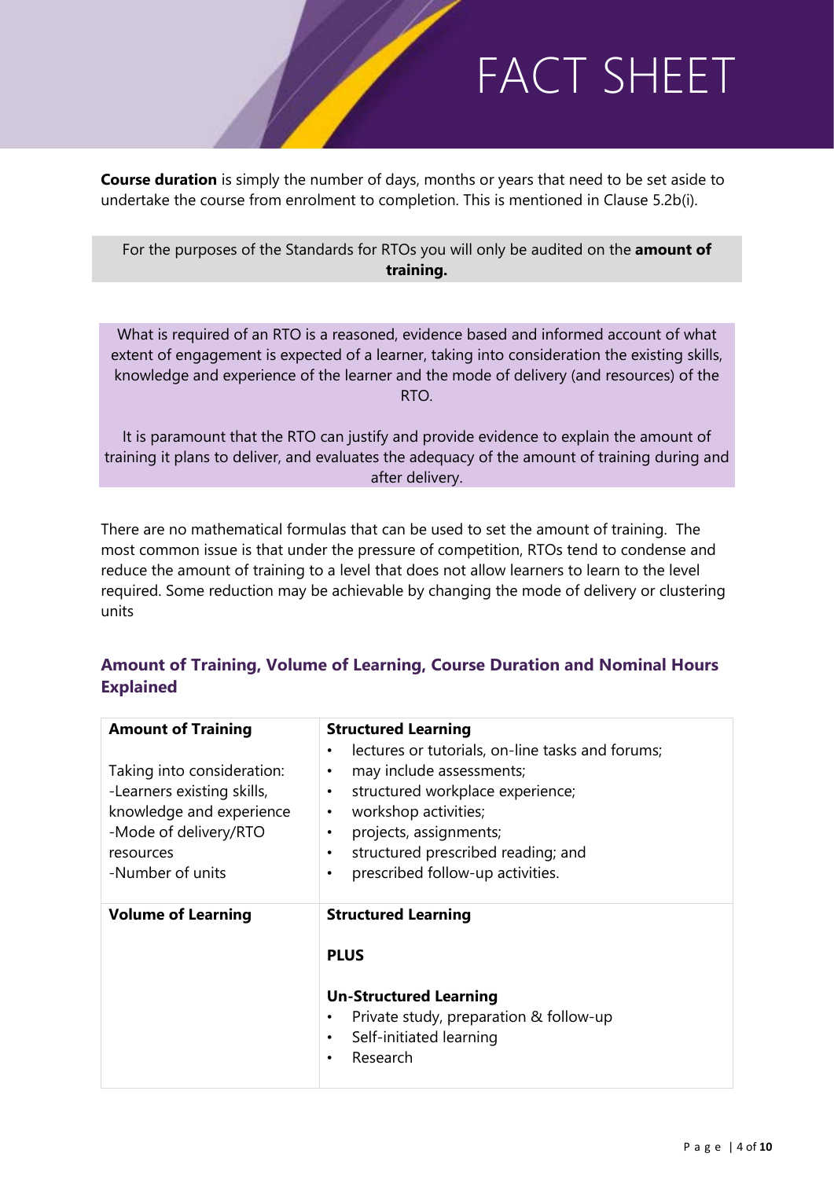# FACT SHEET

**Course duration** is simply the number of days, months or years that need to be set aside to undertake the course from enrolment to completion. This is mentioned in Clause 5.2b(i).

For the purposes of the Standards for RTOs you will only be audited on the **amount of training.**

What is required of an RTO is a reasoned, evidence based and informed account of what extent of engagement is expected of a learner, taking into consideration the existing skills, knowledge and experience of the learner and the mode of delivery (and resources) of the RTO.

It is paramount that the RTO can justify and provide evidence to explain the amount of training it plans to deliver, and evaluates the adequacy of the amount of training during and after delivery.

There are no mathematical formulas that can be used to set the amount of training. The most common issue is that under the pressure of competition, RTOs tend to condense and reduce the amount of training to a level that does not allow learners to learn to the level required. Some reduction may be achievable by changing the mode of delivery or clustering units

## Amount of Training, Volume of Learning, Course Duration and Nominal Hours Explained

| | |
|---|---|
| **Amount of Training**<br><br>Taking into consideration:<br>-Learners existing skills, knowledge and experience<br>-Mode of delivery/RTO resources<br>-Number of units | **Structured Learning**<br>• lectures or tutorials, on-line tasks and forums;<br>• may include assessments;<br>• structured workplace experience;<br>• workshop activities;<br>• projects, assignments;<br>• structured prescribed reading; and<br>• prescribed follow-up activities. |
| **Volume of Learning** | **Structured Learning**<br><br>**PLUS**<br><br>**Un-Structured Learning**<br>• Private study, preparation & follow-up<br>• Self-initiated learning<br>• Research |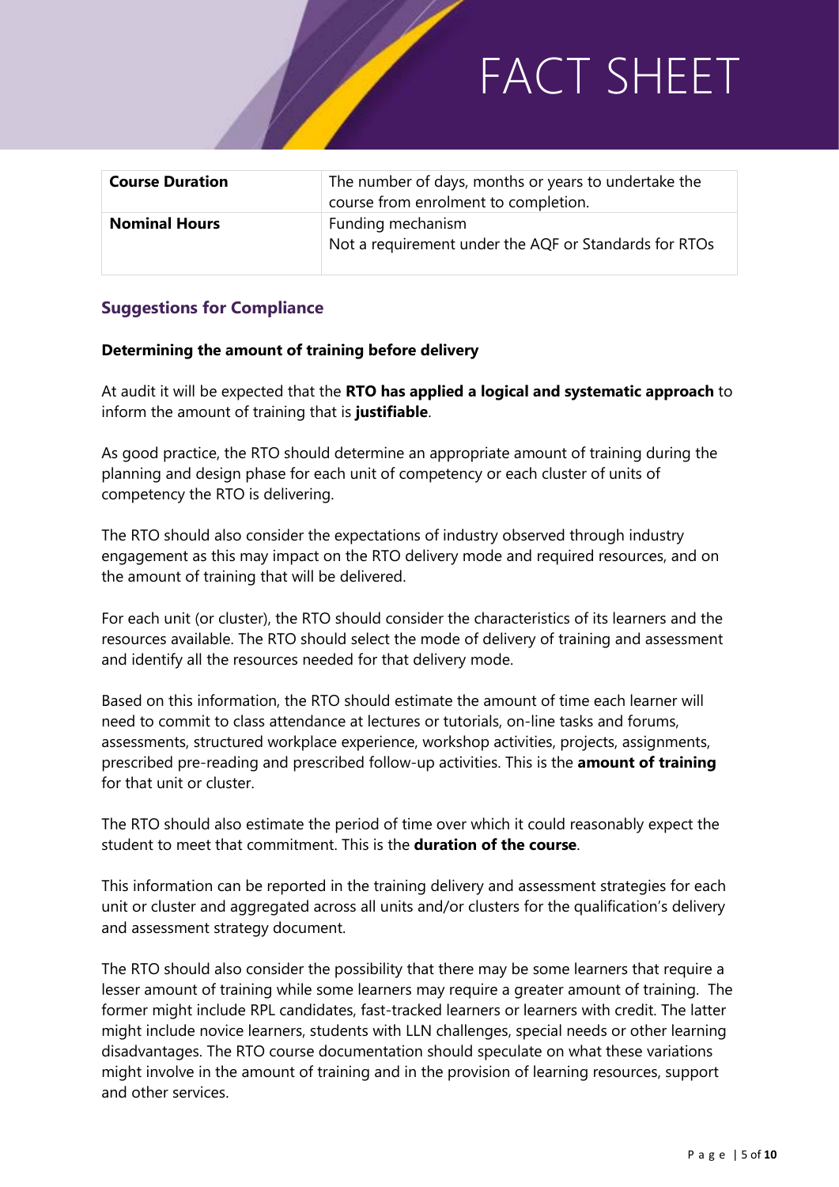| **Course Duration** | The number of days, months or years to undertake the course from enrolment to completion. |
|---|---|
| **Nominal Hours** | Funding mechanism<br>Not a requirement under the AQF or Standards for RTOs |

## Suggestions for Compliance

**Determining the amount of training before delivery**

At audit it will be expected that the **RTO has applied a logical and systematic approach** to inform the amount of training that is **justifiable**.

As good practice, the RTO should determine an appropriate amount of training during the planning and design phase for each unit of competency or each cluster of units of competency the RTO is delivering.

The RTO should also consider the expectations of industry observed through industry engagement as this may impact on the RTO delivery mode and required resources, and on the amount of training that will be delivered.

For each unit (or cluster), the RTO should consider the characteristics of its learners and the resources available. The RTO should select the mode of delivery of training and assessment and identify all the resources needed for that delivery mode.

Based on this information, the RTO should estimate the amount of time each learner will need to commit to class attendance at lectures or tutorials, on-line tasks and forums, assessments, structured workplace experience, workshop activities, projects, assignments, prescribed pre-reading and prescribed follow-up activities. This is the **amount of training** for that unit or cluster.

The RTO should also estimate the period of time over which it could reasonably expect the student to meet that commitment. This is the **duration of the course**.

This information can be reported in the training delivery and assessment strategies for each unit or cluster and aggregated across all units and/or clusters for the qualification's delivery and assessment strategy document.

The RTO should also consider the possibility that there may be some learners that require a lesser amount of training while some learners may require a greater amount of training. The former might include RPL candidates, fast-tracked learners or learners with credit. The latter might include novice learners, students with LLN challenges, special needs or other learning disadvantages. The RTO course documentation should speculate on what these variations might involve in the amount of training and in the provision of learning resources, support and other services.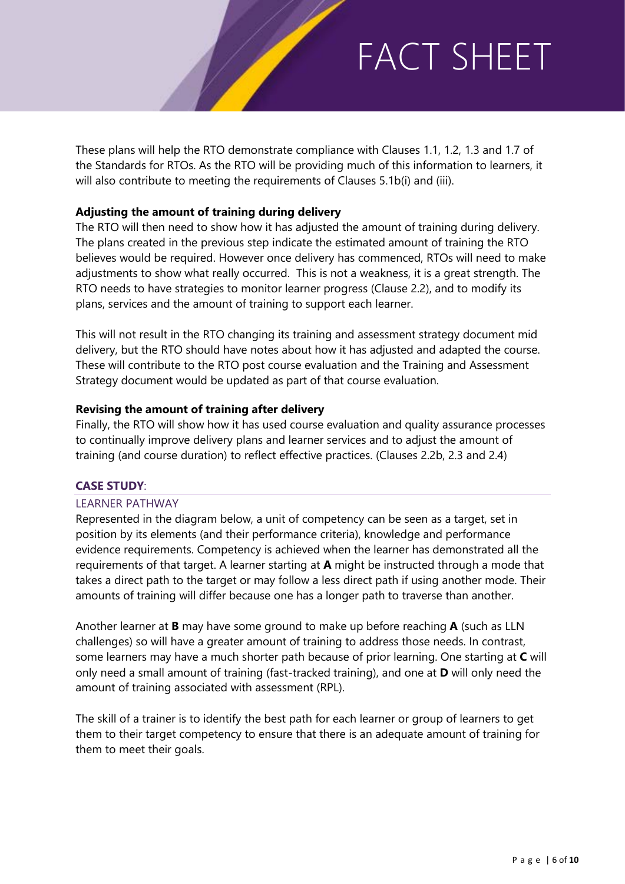These plans will help the RTO demonstrate compliance with Clauses 1.1, 1.2, 1.3 and 1.7 of the Standards for RTOs. As the RTO will be providing much of this information to learners, it will also contribute to meeting the requirements of Clauses 5.1b(i) and (iii).

**Adjusting the amount of training during delivery**

The RTO will then need to show how it has adjusted the amount of training during delivery. The plans created in the previous step indicate the estimated amount of training the RTO believes would be required. However once delivery has commenced, RTOs will need to make adjustments to show what really occurred. This is not a weakness, it is a great strength. The RTO needs to have strategies to monitor learner progress (Clause 2.2), and to modify its plans, services and the amount of training to support each learner.

This will not result in the RTO changing its training and assessment strategy document mid delivery, but the RTO should have notes about how it has adjusted and adapted the course. These will contribute to the RTO post course evaluation and the Training and Assessment Strategy document would be updated as part of that course evaluation.

**Revising the amount of training after delivery**

Finally, the RTO will show how it has used course evaluation and quality assurance processes to continually improve delivery plans and learner services and to adjust the amount of training (and course duration) to reflect effective practices. (Clauses 2.2b, 2.3 and 2.4)

**CASE STUDY**:

LEARNER PATHWAY

Represented in the diagram below, a unit of competency can be seen as a target, set in position by its elements (and their performance criteria), knowledge and performance evidence requirements. Competency is achieved when the learner has demonstrated all the requirements of that target. A learner starting at **A** might be instructed through a mode that takes a direct path to the target or may follow a less direct path if using another mode. Their amounts of training will differ because one has a longer path to traverse than another.

Another learner at **B** may have some ground to make up before reaching **A** (such as LLN challenges) so will have a greater amount of training to address those needs. In contrast, some learners may have a much shorter path because of prior learning. One starting at **C** will only need a small amount of training (fast-tracked training), and one at **D** will only need the amount of training associated with assessment (RPL).

The skill of a trainer is to identify the best path for each learner or group of learners to get them to their target competency to ensure that there is an adequate amount of training for them to meet their goals.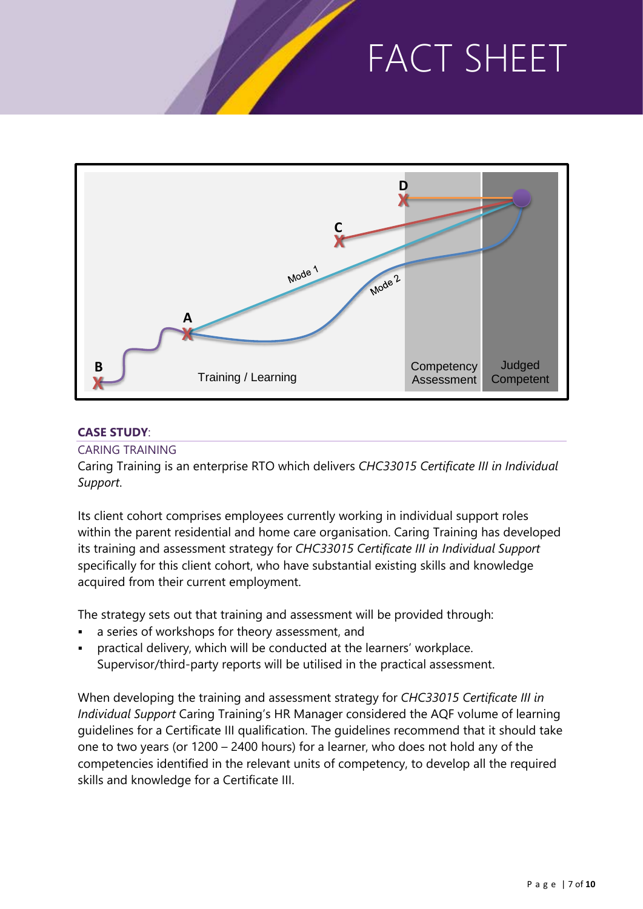**CASE STUDY**:

CARING TRAINING

Caring Training is an enterprise RTO which delivers *CHC33015 Certificate III in Individual Support*.

Its client cohort comprises employees currently working in individual support roles within the parent residential and home care organisation. Caring Training has developed its training and assessment strategy for *CHC33015 Certificate III in Individual Support* specifically for this client cohort, who have substantial existing skills and knowledge acquired from their current employment.

The strategy sets out that training and assessment will be provided through:

- a series of workshops for theory assessment, and
- practical delivery, which will be conducted at the learners' workplace. Supervisor/third-party reports will be utilised in the practical assessment.

When developing the training and assessment strategy for *CHC33015 Certificate III in Individual Support* Caring Training's HR Manager considered the AQF volume of learning guidelines for a Certificate III qualification. The guidelines recommend that it should take one to two years (or 1200 – 2400 hours) for a learner, who does not hold any of the competencies identified in the relevant units of competency, to develop all the required skills and knowledge for a Certificate III.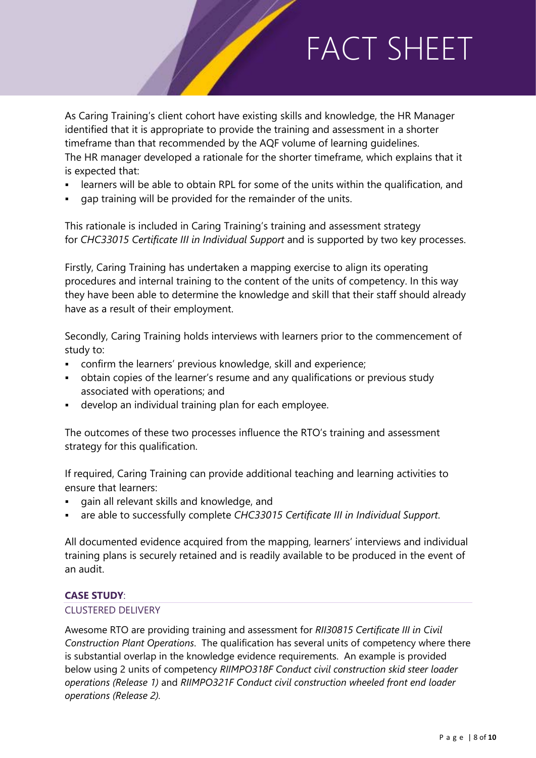# FACT SHEET

As Caring Training's client cohort have existing skills and knowledge, the HR Manager identified that it is appropriate to provide the training and assessment in a shorter timeframe than that recommended by the AQF volume of learning guidelines.
The HR manager developed a rationale for the shorter timeframe, which explains that it is expected that:

- learners will be able to obtain RPL for some of the units within the qualification, and
- gap training will be provided for the remainder of the units.

This rationale is included in Caring Training's training and assessment strategy for *CHC33015 Certificate III in Individual Support* and is supported by two key processes.

Firstly, Caring Training has undertaken a mapping exercise to align its operating procedures and internal training to the content of the units of competency. In this way they have been able to determine the knowledge and skill that their staff should already have as a result of their employment.

Secondly, Caring Training holds interviews with learners prior to the commencement of study to:

- confirm the learners' previous knowledge, skill and experience;
- obtain copies of the learner's resume and any qualifications or previous study associated with operations; and
- develop an individual training plan for each employee.

The outcomes of these two processes influence the RTO's training and assessment strategy for this qualification.

If required, Caring Training can provide additional teaching and learning activities to ensure that learners:

- gain all relevant skills and knowledge, and
- are able to successfully complete *CHC33015 Certificate III in Individual Support*.

All documented evidence acquired from the mapping, learners' interviews and individual training plans is securely retained and is readily available to be produced in the event of an audit.

**CASE STUDY**:

CLUSTERED DELIVERY

Awesome RTO are providing training and assessment for *RII30815 Certificate III in Civil Construction Plant Operations*. The qualification has several units of competency where there is substantial overlap in the knowledge evidence requirements. An example is provided below using 2 units of competency *RIIMPO318F Conduct civil construction skid steer loader operations (Release 1)* and *RIIMPO321F Conduct civil construction wheeled front end loader operations (Release 2)*.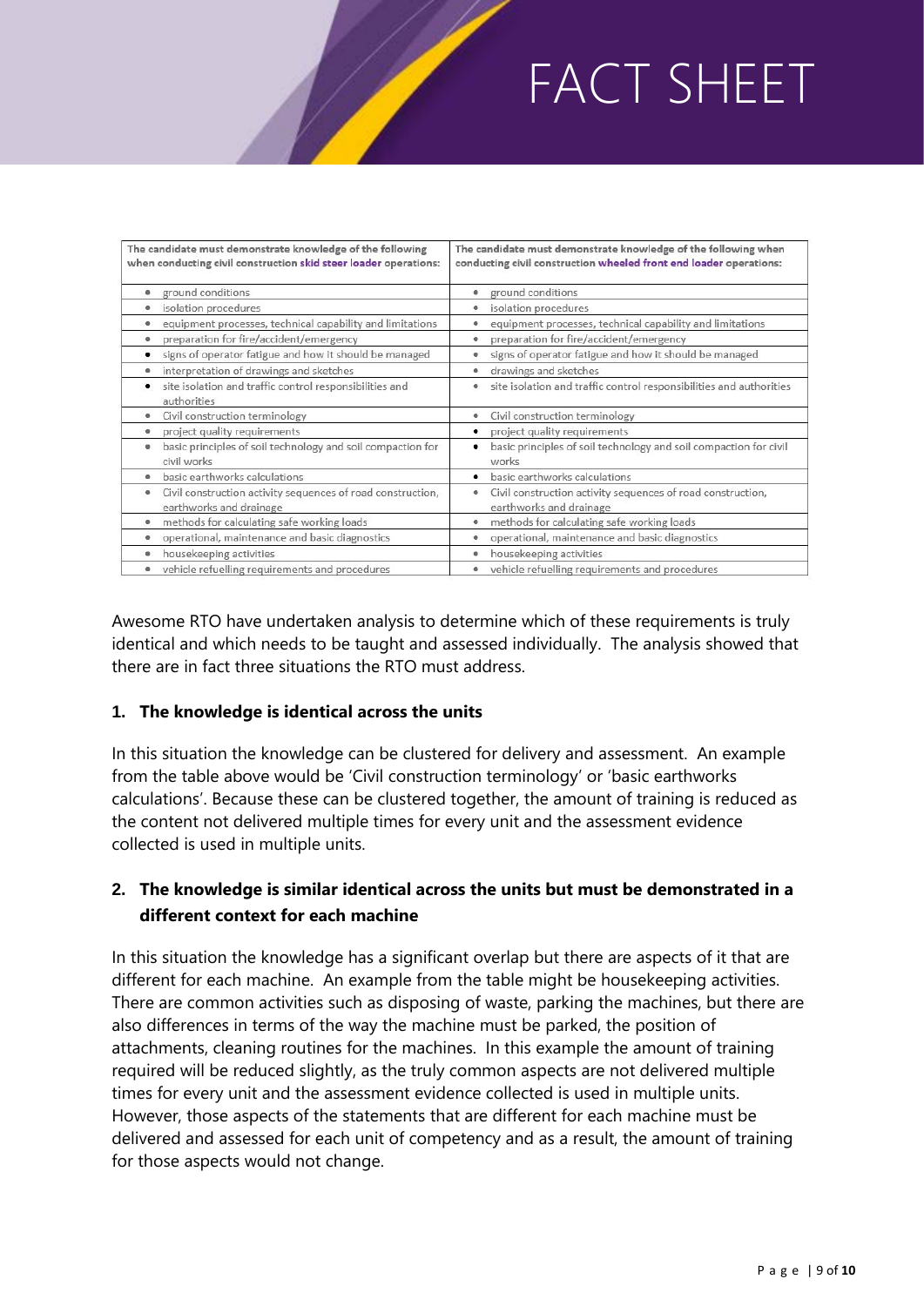| The candidate must demonstrate knowledge of the following when conducting civil construction **skid steer loader** operations: | The candidate must demonstrate knowledge of the following when conducting civil construction **wheeled front end loader** operations: |
| --- | --- |
| • ground conditions | • ground conditions |
| • isolation procedures | • isolation procedures |
| • equipment processes, technical capability and limitations | • equipment processes, technical capability and limitations |
| • preparation for fire/accident/emergency | • preparation for fire/accident/emergency |
| • signs of operator fatigue and how it should be managed | • signs of operator fatigue and how it should be managed |
| • interpretation of drawings and sketches | • drawings and sketches |
| • site isolation and traffic control responsibilities and authorities | • site isolation and traffic control responsibilities and authorities |
| • Civil construction terminology | • Civil construction terminology |
| • project quality requirements | • project quality requirements |
| • basic principles of soil technology and soil compaction for civil works | • basic principles of soil technology and soil compaction for civil works |
| • basic earthworks calculations | • basic earthworks calculations |
| • Civil construction activity sequences of road construction, earthworks and drainage | • Civil construction activity sequences of road construction, earthworks and drainage |
| • methods for calculating safe working loads | • methods for calculating safe working loads |
| • operational, maintenance and basic diagnostics | • operational, maintenance and basic diagnostics |
| • housekeeping activities | • housekeeping activities |
| • vehicle refuelling requirements and procedures | • vehicle refuelling requirements and procedures |

Awesome RTO have undertaken analysis to determine which of these requirements is truly identical and which needs to be taught and assessed individually. The analysis showed that there are in fact three situations the RTO must address.

**1. The knowledge is identical across the units**

In this situation the knowledge can be clustered for delivery and assessment. An example from the table above would be 'Civil construction terminology' or 'basic earthworks calculations'. Because these can be clustered together, the amount of training is reduced as the content not delivered multiple times for every unit and the assessment evidence collected is used in multiple units.

**2. The knowledge is similar identical across the units but must be demonstrated in a different context for each machine**

In this situation the knowledge has a significant overlap but there are aspects of it that are different for each machine. An example from the table might be housekeeping activities. There are common activities such as disposing of waste, parking the machines, but there are also differences in terms of the way the machine must be parked, the position of attachments, cleaning routines for the machines. In this example the amount of training required will be reduced slightly, as the truly common aspects are not delivered multiple times for every unit and the assessment evidence collected is used in multiple units. However, those aspects of the statements that are different for each machine must be delivered and assessed for each unit of competency and as a result, the amount of training for those aspects would not change.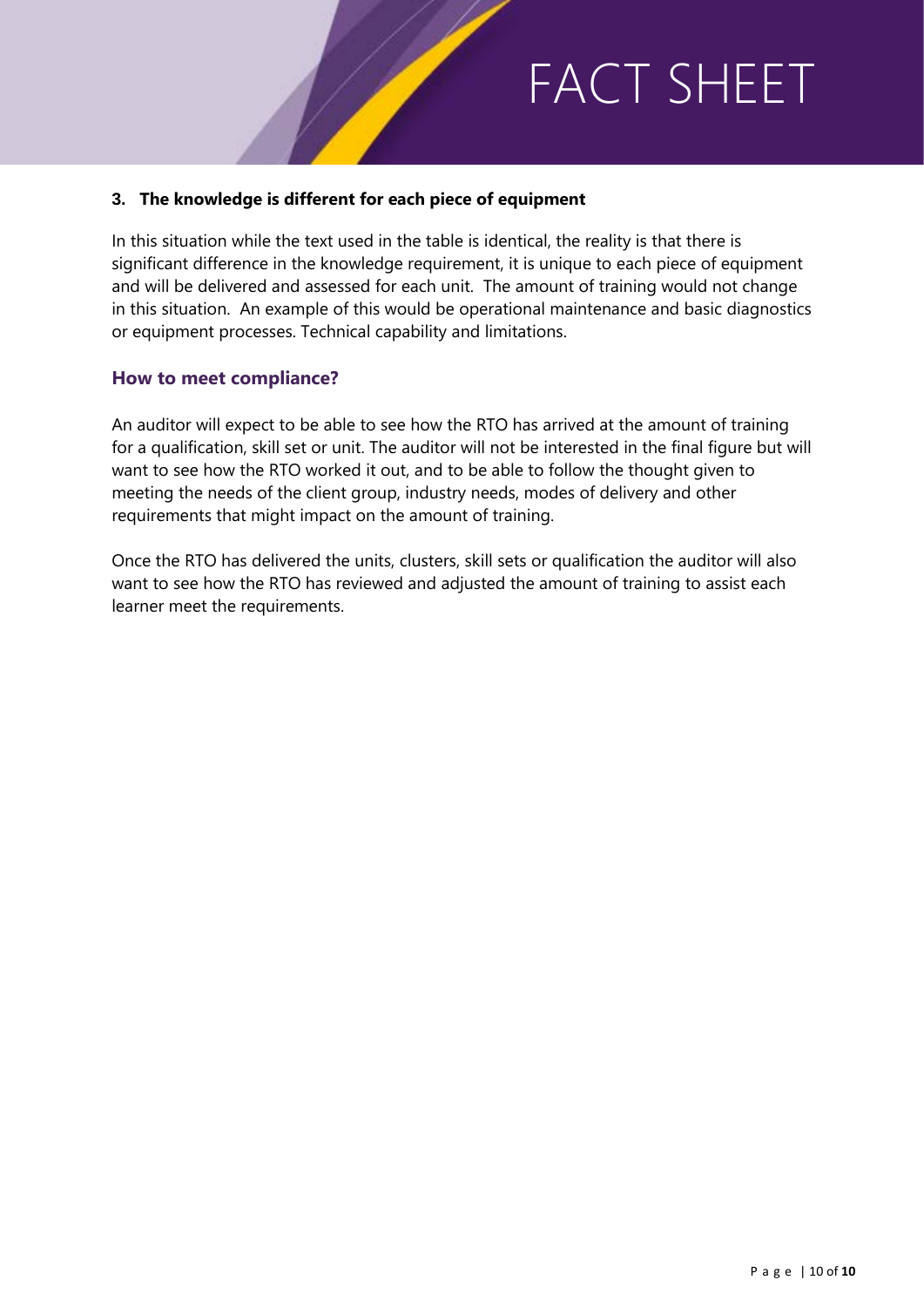**3. The knowledge is different for each piece of equipment**

In this situation while the text used in the table is identical, the reality is that there is significant difference in the knowledge requirement, it is unique to each piece of equipment and will be delivered and assessed for each unit. The amount of training would not change in this situation. An example of this would be operational maintenance and basic diagnostics or equipment processes. Technical capability and limitations.

## How to meet compliance?

An auditor will expect to be able to see how the RTO has arrived at the amount of training for a qualification, skill set or unit. The auditor will not be interested in the final figure but will want to see how the RTO worked it out, and to be able to follow the thought given to meeting the needs of the client group, industry needs, modes of delivery and other requirements that might impact on the amount of training.

Once the RTO has delivered the units, clusters, skill sets or qualification the auditor will also want to see how the RTO has reviewed and adjusted the amount of training to assist each learner meet the requirements.